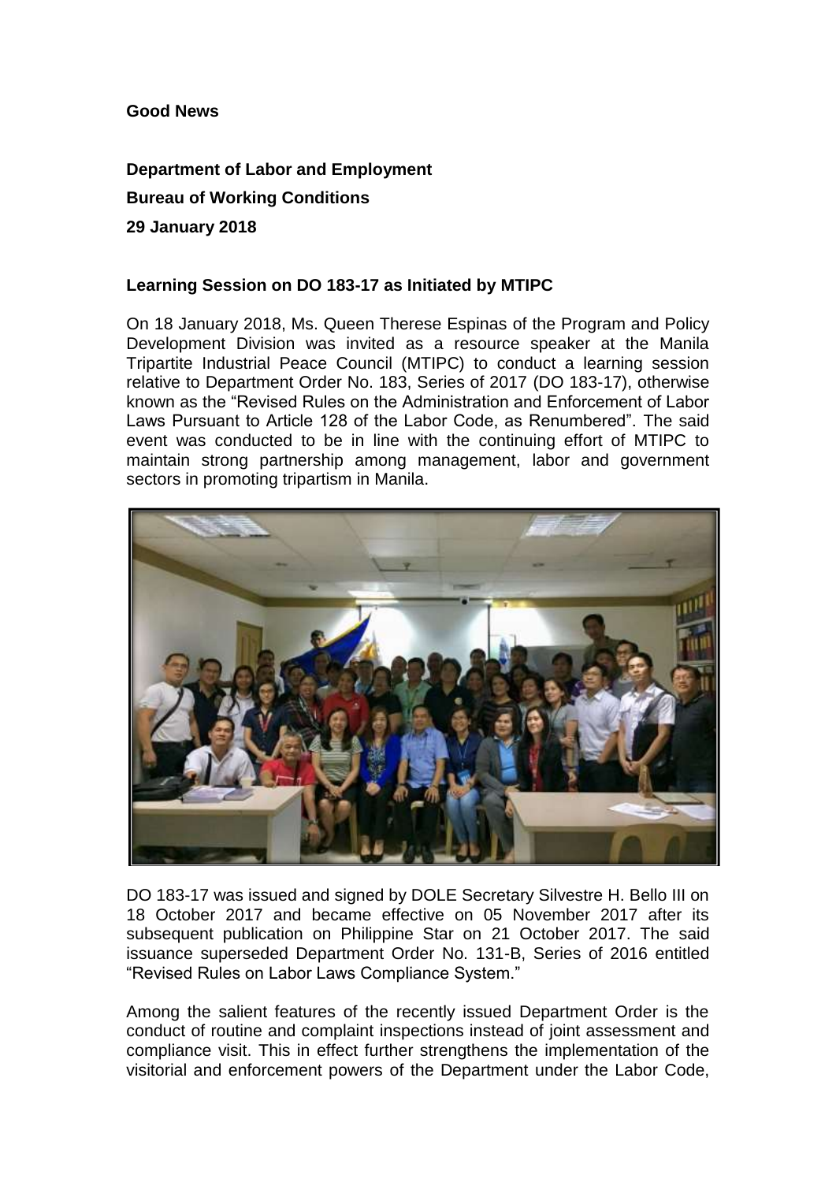**Good News**

**Department of Labor and Employment**

**Bureau of Working Conditions**

**29 January 2018**

**Learning Session on DO 183-17 as Initiated by MTIPC**

On 18 January 2018, Ms. Queen Therese Espinas of the Program and Policy Development Division was invited as a resource speaker at the Manila Tripartite Industrial Peace Council (MTIPC) to conduct a learning session relative to Department Order No. 183, Series of 2017 (DO 183-17), otherwise known as the "Revised Rules on the Administration and Enforcement of Labor Laws Pursuant to Article 128 of the Labor Code, as Renumbered". The said event was conducted to be in line with the continuing effort of MTIPC to maintain strong partnership among management, labor and government sectors in promoting tripartism in Manila.

DO 183-17 was issued and signed by DOLE Secretary Silvestre H. Bello III on 18 October 2017 and became effective on 05 November 2017 after its subsequent publication on Philippine Star on 21 October 2017. The said issuance superseded Department Order No. 131-B, Series of 2016 entitled "Revised Rules on Labor Laws Compliance System."

Among the salient features of the recently issued Department Order is the conduct of routine and complaint inspections instead of joint assessment and compliance visit. This in effect further strengthens the implementation of the visitorial and enforcement powers of the Department under the Labor Code,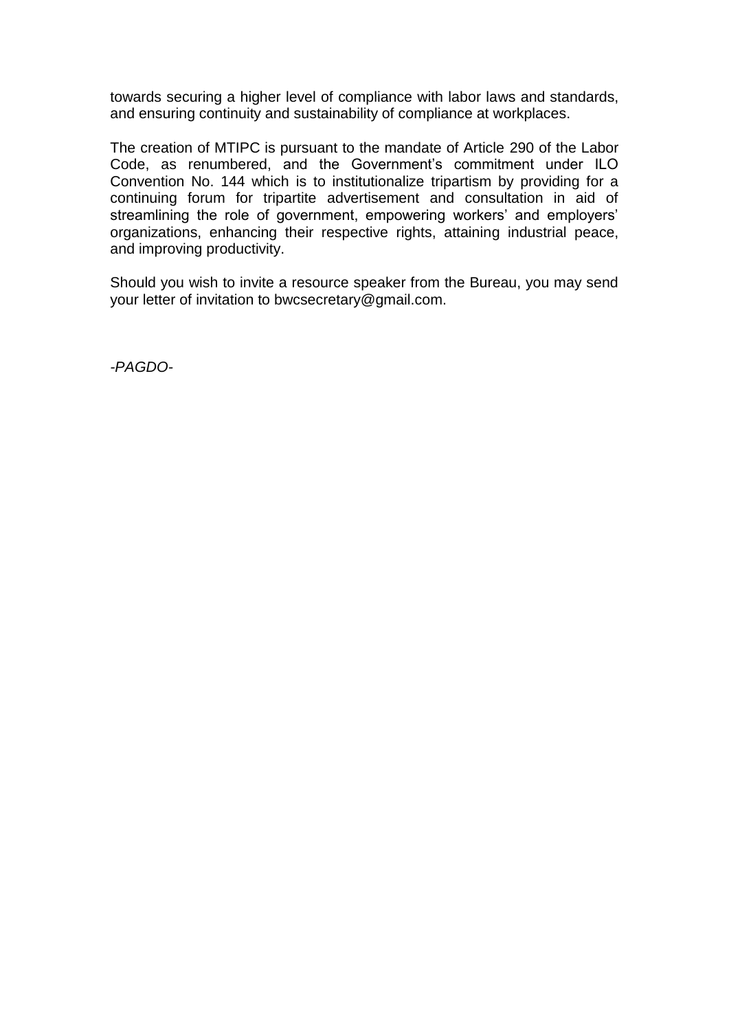towards securing a higher level of compliance with labor laws and standards, and ensuring continuity and sustainability of compliance at workplaces.

The creation of MTIPC is pursuant to the mandate of Article 290 of the Labor Code, as renumbered, and the Government's commitment under ILO Convention No. 144 which is to institutionalize tripartism by providing for a continuing forum for tripartite advertisement and consultation in aid of streamlining the role of government, empowering workers' and employers' organizations, enhancing their respective rights, attaining industrial peace, and improving productivity.

Should you wish to invite a resource speaker from the Bureau, you may send your letter of invitation to bwcsecretary@gmail.com.

*-PAGDO-*